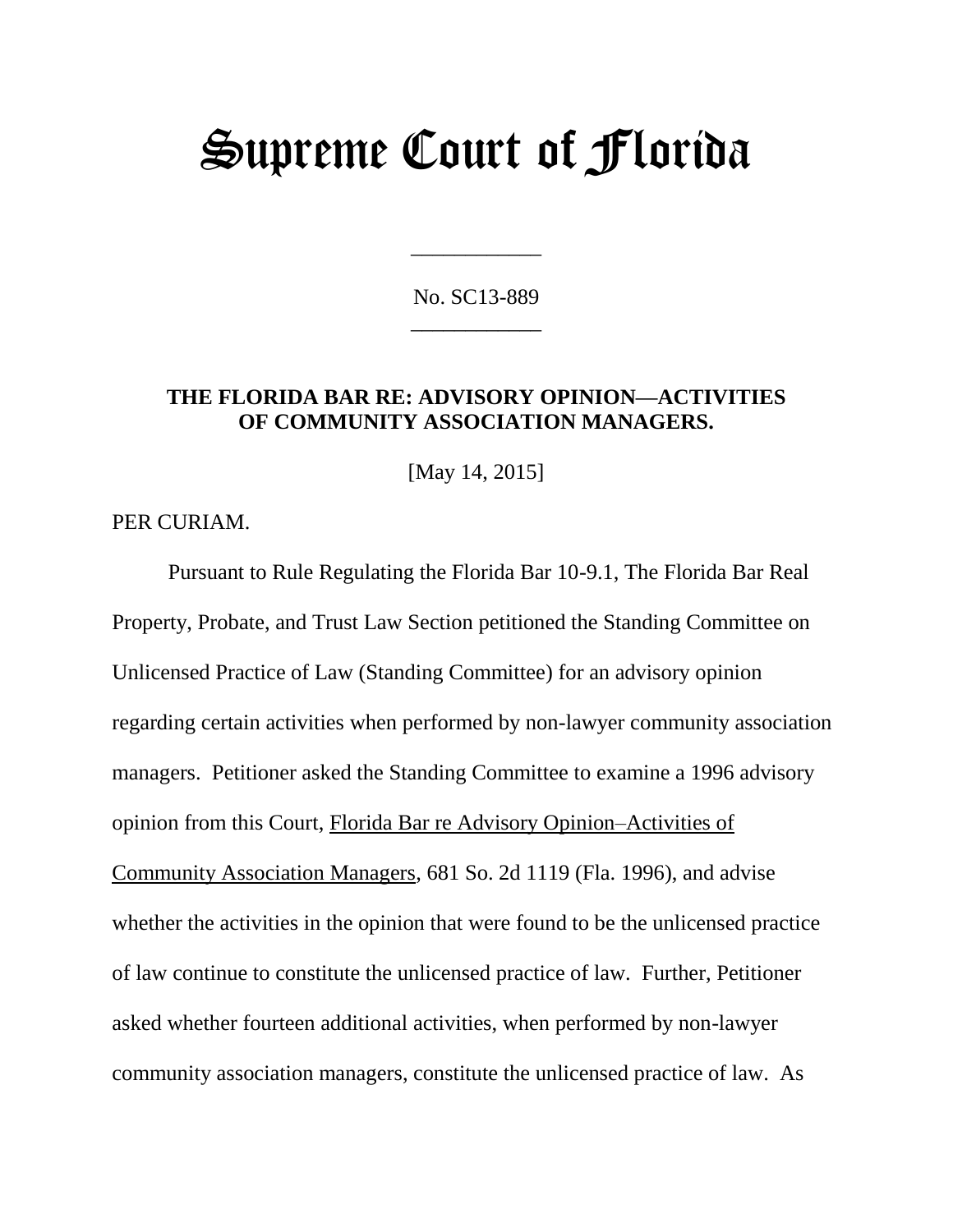# Supreme Court of Florida

---

No. SC13-889

---

**THE FLORIDA BAR RE: ADVISORY OPINION—ACTIVITIES OF COMMUNITY ASSOCIATION MANAGERS.**

[May 14, 2015]

PER CURIAM.

Pursuant to Rule Regulating the Florida Bar 10-9.1, The Florida Bar Real Property, Probate, and Trust Law Section petitioned the Standing Committee on Unlicensed Practice of Law (Standing Committee) for an advisory opinion regarding certain activities when performed by non-lawyer community association managers. Petitioner asked the Standing Committee to examine a 1996 advisory opinion from this Court, Florida Bar re Advisory Opinion–Activities of Community Association Managers, 681 So. 2d 1119 (Fla. 1996), and advise whether the activities in the opinion that were found to be the unlicensed practice of law continue to constitute the unlicensed practice of law. Further, Petitioner asked whether fourteen additional activities, when performed by non-lawyer community association managers, constitute the unlicensed practice of law. As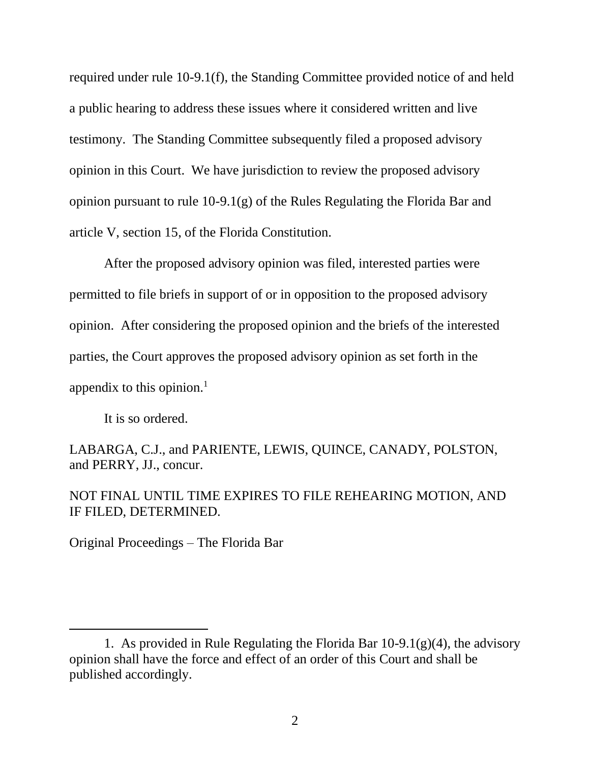required under rule 10-9.1(f), the Standing Committee provided notice of and held a public hearing to address these issues where it considered written and live testimony. The Standing Committee subsequently filed a proposed advisory opinion in this Court. We have jurisdiction to review the proposed advisory opinion pursuant to rule 10-9.1(g) of the Rules Regulating the Florida Bar and article V, section 15, of the Florida Constitution.

After the proposed advisory opinion was filed, interested parties were permitted to file briefs in support of or in opposition to the proposed advisory opinion. After considering the proposed opinion and the briefs of the interested parties, the Court approves the proposed advisory opinion as set forth in the appendix to this opinion.[1]

It is so ordered.

LABARGA, C.J., and PARIENTE, LEWIS, QUINCE, CANADY, POLSTON, and PERRY, JJ., concur.

NOT FINAL UNTIL TIME EXPIRES TO FILE REHEARING MOTION, AND IF FILED, DETERMINED.

Original Proceedings – The Florida Bar

---

1. As provided in Rule Regulating the Florida Bar 10-9.1(g)(4), the advisory opinion shall have the force and effect of an order of this Court and shall be published accordingly.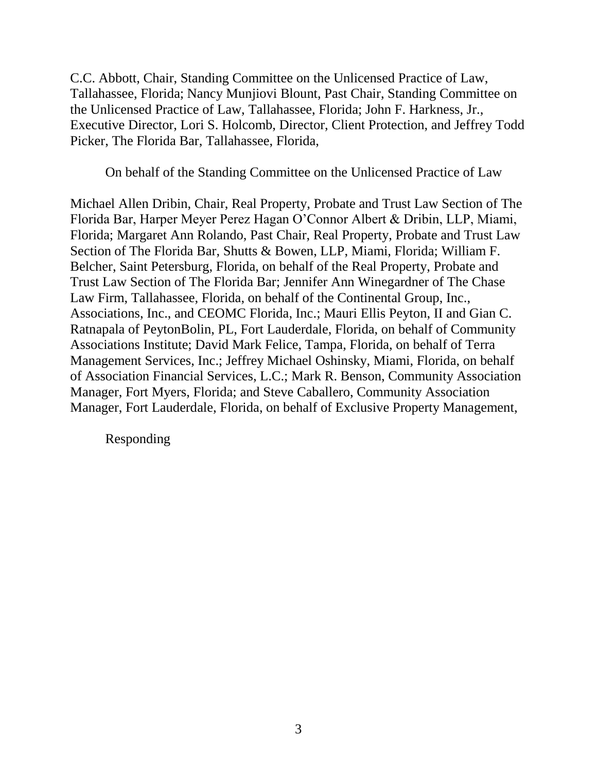C.C. Abbott, Chair, Standing Committee on the Unlicensed Practice of Law, Tallahassee, Florida; Nancy Munjiovi Blount, Past Chair, Standing Committee on the Unlicensed Practice of Law, Tallahassee, Florida; John F. Harkness, Jr., Executive Director, Lori S. Holcomb, Director, Client Protection, and Jeffrey Todd Picker, The Florida Bar, Tallahassee, Florida,

On behalf of the Standing Committee on the Unlicensed Practice of Law

Michael Allen Dribin, Chair, Real Property, Probate and Trust Law Section of The Florida Bar, Harper Meyer Perez Hagan O'Connor Albert & Dribin, LLP, Miami, Florida; Margaret Ann Rolando, Past Chair, Real Property, Probate and Trust Law Section of The Florida Bar, Shutts & Bowen, LLP, Miami, Florida; William F. Belcher, Saint Petersburg, Florida, on behalf of the Real Property, Probate and Trust Law Section of The Florida Bar; Jennifer Ann Winegardner of The Chase Law Firm, Tallahassee, Florida, on behalf of the Continental Group, Inc., Associations, Inc., and CEOMC Florida, Inc.; Mauri Ellis Peyton, II and Gian C. Ratnapala of PeytonBolin, PL, Fort Lauderdale, Florida, on behalf of Community Associations Institute; David Mark Felice, Tampa, Florida, on behalf of Terra Management Services, Inc.; Jeffrey Michael Oshinsky, Miami, Florida, on behalf of Association Financial Services, L.C.; Mark R. Benson, Community Association Manager, Fort Myers, Florida; and Steve Caballero, Community Association Manager, Fort Lauderdale, Florida, on behalf of Exclusive Property Management,

Responding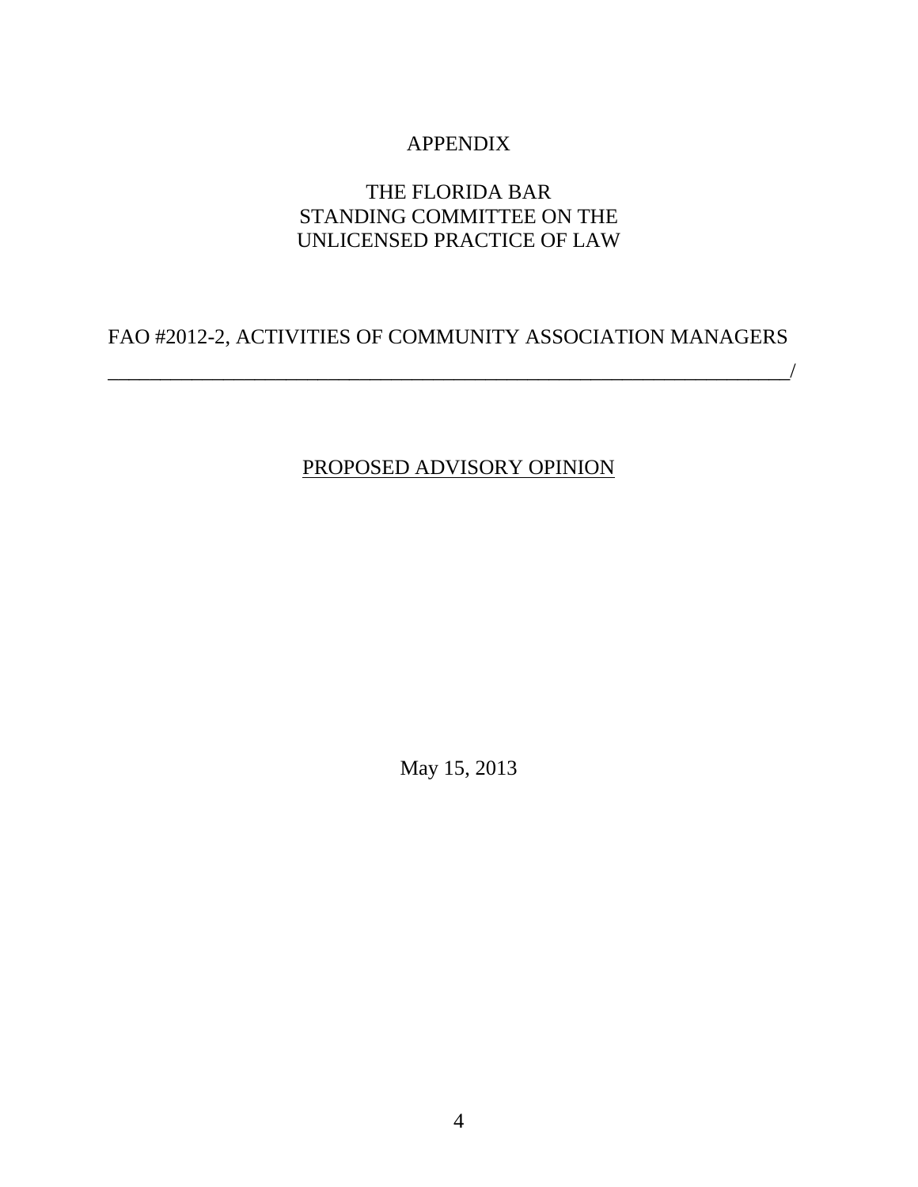# APPENDIX

## THE FLORIDA BAR
## STANDING COMMITTEE ON THE
## UNLICENSED PRACTICE OF LAW

FAO #2012-2, ACTIVITIES OF COMMUNITY ASSOCIATION MANAGERS
_______________________________________________________________________/

PROPOSED ADVISORY OPINION

May 15, 2013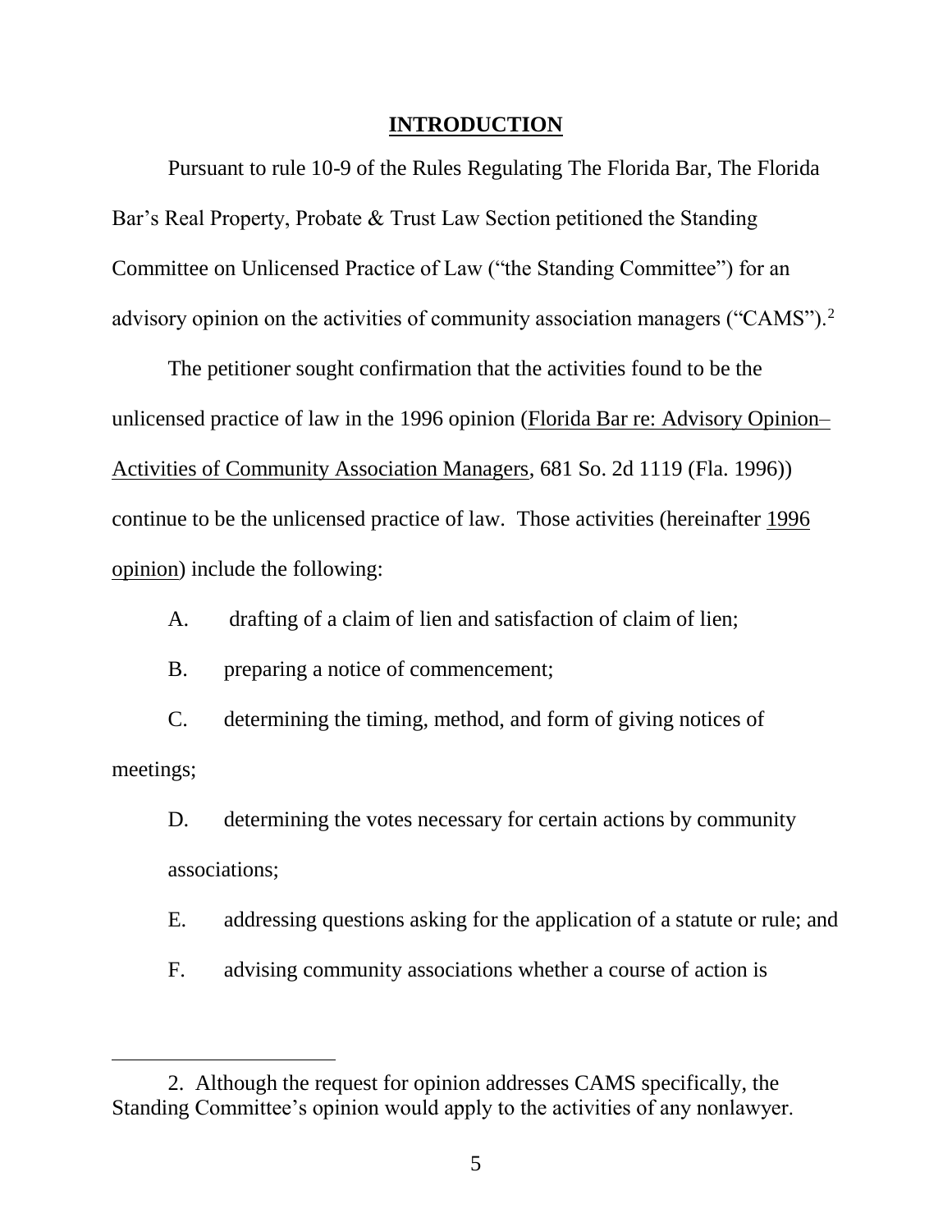## INTRODUCTION

Pursuant to rule 10-9 of the Rules Regulating The Florida Bar, The Florida Bar's Real Property, Probate & Trust Law Section petitioned the Standing Committee on Unlicensed Practice of Law ("the Standing Committee") for an advisory opinion on the activities of community association managers ("CAMS").[2]

The petitioner sought confirmation that the activities found to be the unlicensed practice of law in the 1996 opinion (Florida Bar re: Advisory Opinion–Activities of Community Association Managers, 681 So. 2d 1119 (Fla. 1996)) continue to be the unlicensed practice of law. Those activities (hereinafter 1996 opinion) include the following:

A. drafting of a claim of lien and satisfaction of claim of lien;

B. preparing a notice of commencement;

C. determining the timing, method, and form of giving notices of meetings;

D. determining the votes necessary for certain actions by community associations;

E. addressing questions asking for the application of a statute or rule; and

F. advising community associations whether a course of action is

---

2. Although the request for opinion addresses CAMS specifically, the Standing Committee's opinion would apply to the activities of any nonlawyer.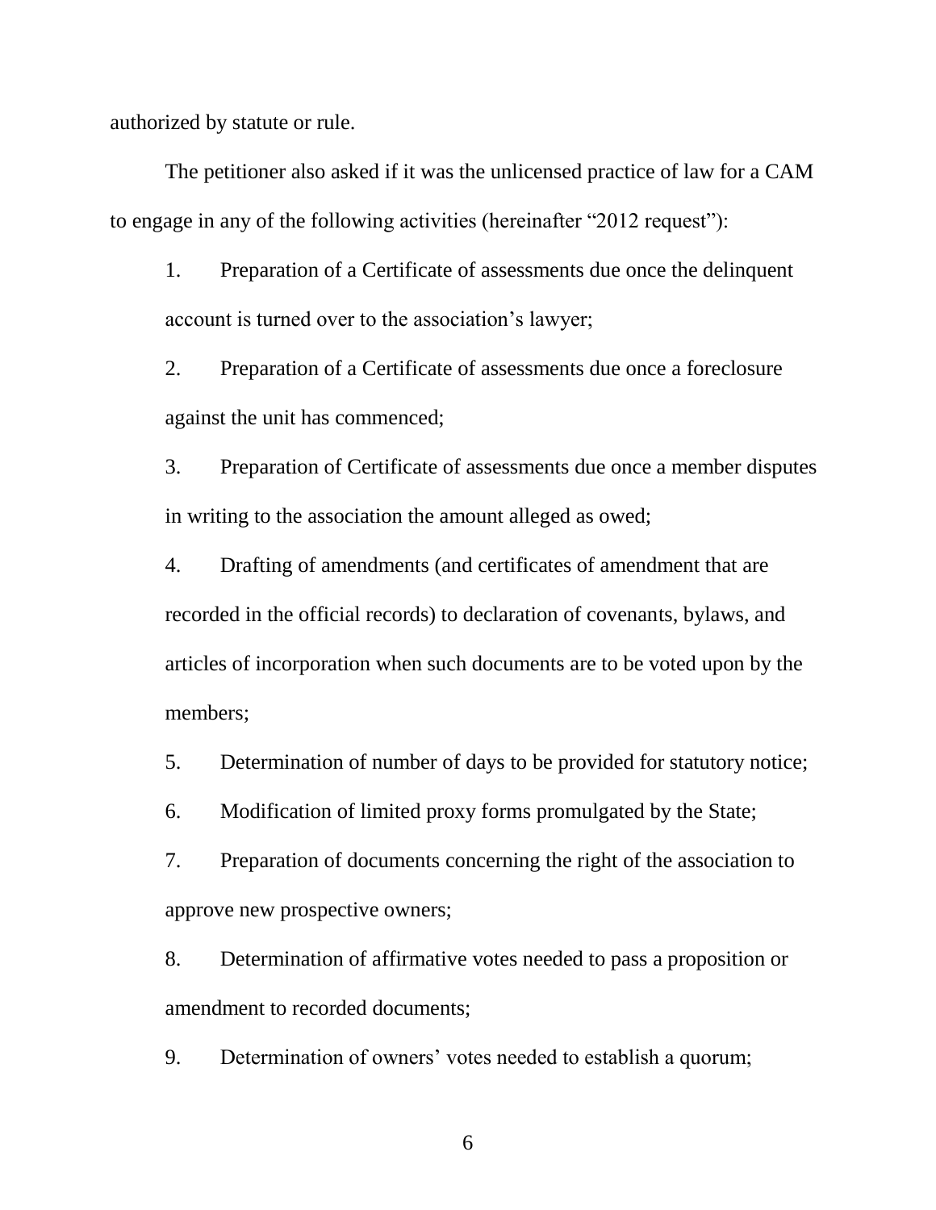authorized by statute or rule.

The petitioner also asked if it was the unlicensed practice of law for a CAM to engage in any of the following activities (hereinafter "2012 request"):

1. Preparation of a Certificate of assessments due once the delinquent account is turned over to the association's lawyer;

2. Preparation of a Certificate of assessments due once a foreclosure against the unit has commenced;

3. Preparation of Certificate of assessments due once a member disputes in writing to the association the amount alleged as owed;

4. Drafting of amendments (and certificates of amendment that are recorded in the official records) to declaration of covenants, bylaws, and articles of incorporation when such documents are to be voted upon by the members;

5. Determination of number of days to be provided for statutory notice;

6. Modification of limited proxy forms promulgated by the State;

7. Preparation of documents concerning the right of the association to approve new prospective owners;

8. Determination of affirmative votes needed to pass a proposition or amendment to recorded documents;

9. Determination of owners' votes needed to establish a quorum;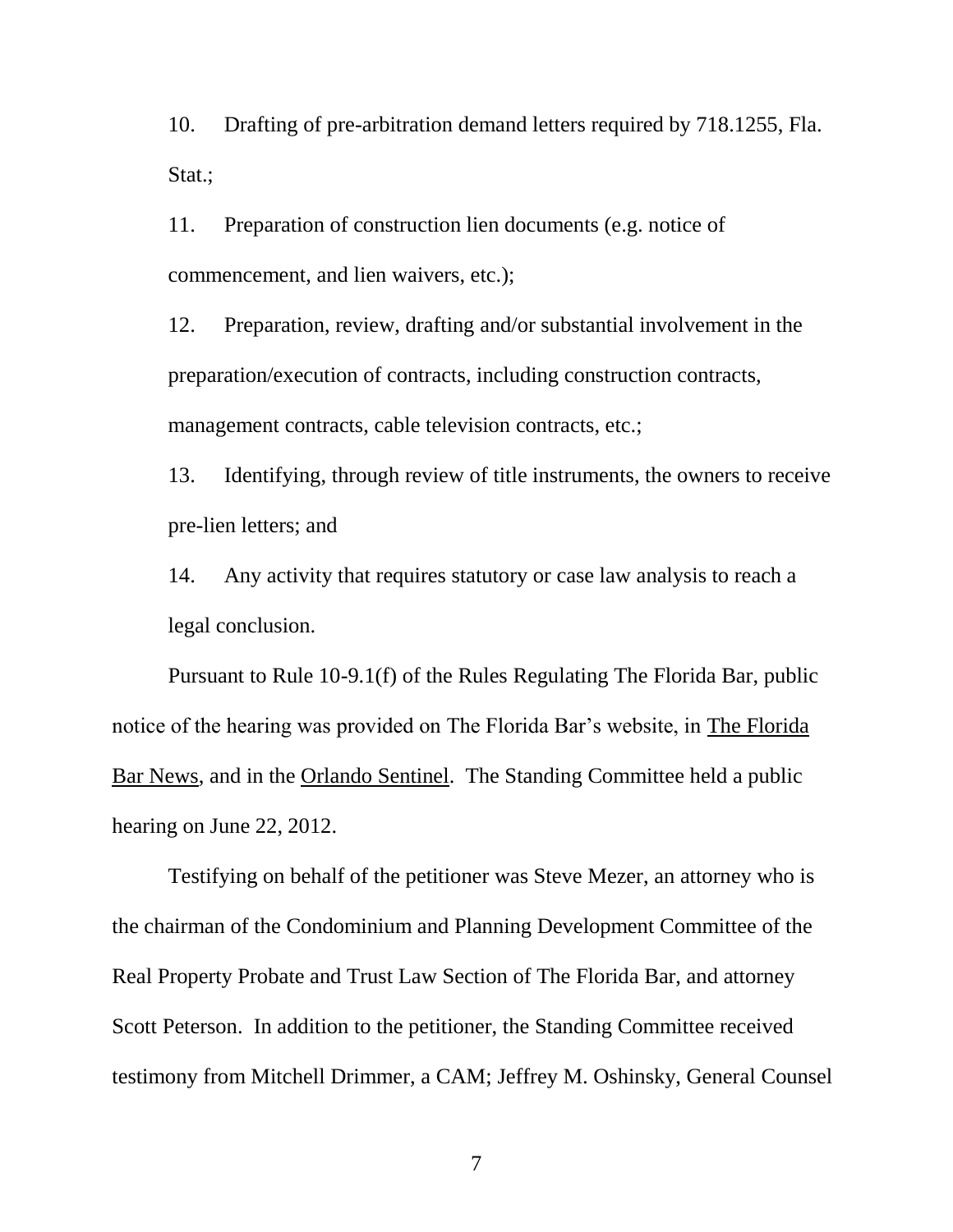10. Drafting of pre-arbitration demand letters required by 718.1255, Fla. Stat.;

11. Preparation of construction lien documents (e.g. notice of commencement, and lien waivers, etc.);

12. Preparation, review, drafting and/or substantial involvement in the preparation/execution of contracts, including construction contracts, management contracts, cable television contracts, etc.;

13. Identifying, through review of title instruments, the owners to receive pre-lien letters; and

14. Any activity that requires statutory or case law analysis to reach a legal conclusion.

Pursuant to Rule 10-9.1(f) of the Rules Regulating The Florida Bar, public notice of the hearing was provided on The Florida Bar's website, in The Florida Bar News, and in the Orlando Sentinel. The Standing Committee held a public hearing on June 22, 2012.

Testifying on behalf of the petitioner was Steve Mezer, an attorney who is the chairman of the Condominium and Planning Development Committee of the Real Property Probate and Trust Law Section of The Florida Bar, and attorney Scott Peterson. In addition to the petitioner, the Standing Committee received testimony from Mitchell Drimmer, a CAM; Jeffrey M. Oshinsky, General Counsel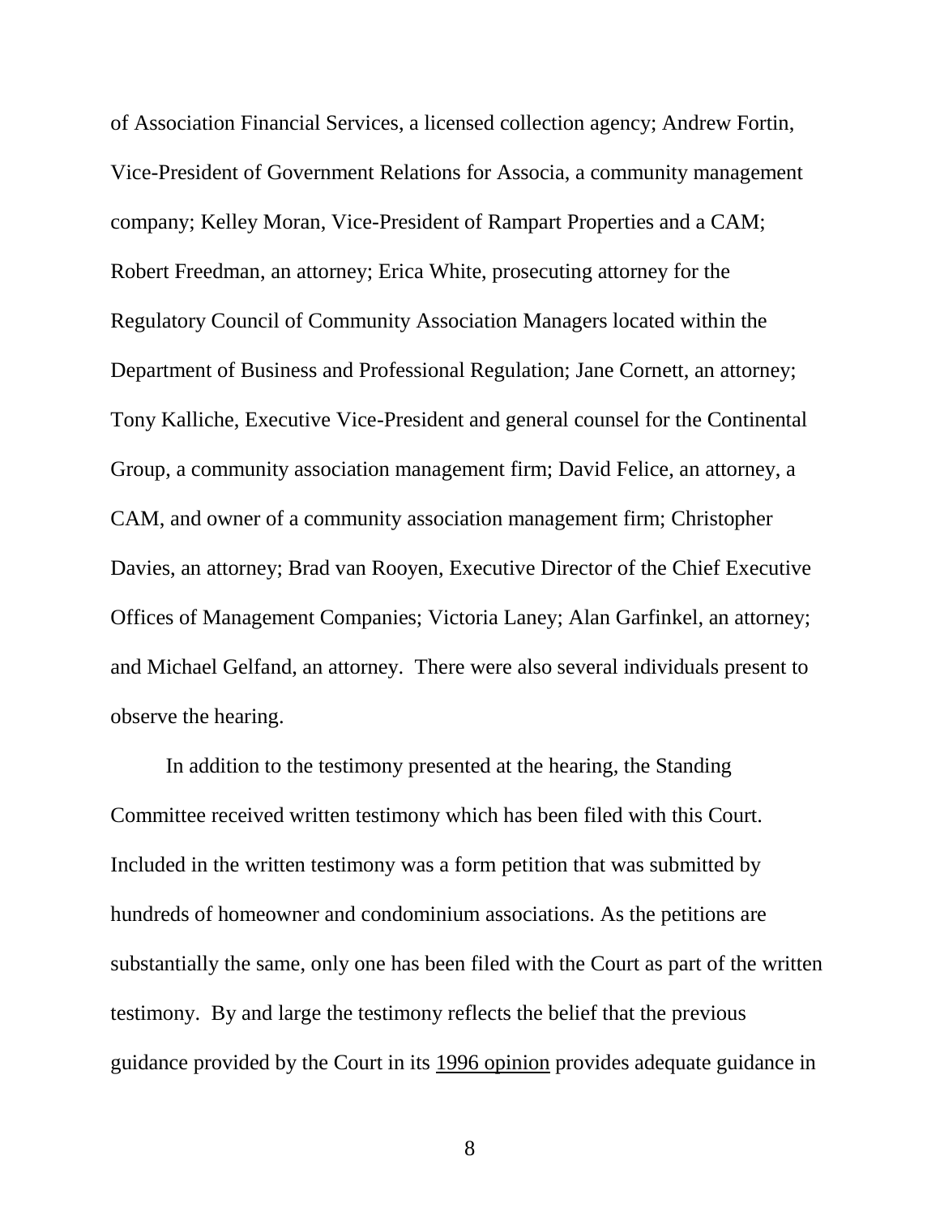of Association Financial Services, a licensed collection agency; Andrew Fortin, Vice-President of Government Relations for Associa, a community management company; Kelley Moran, Vice-President of Rampart Properties and a CAM; Robert Freedman, an attorney; Erica White, prosecuting attorney for the Regulatory Council of Community Association Managers located within the Department of Business and Professional Regulation; Jane Cornett, an attorney; Tony Kalliche, Executive Vice-President and general counsel for the Continental Group, a community association management firm; David Felice, an attorney, a CAM, and owner of a community association management firm; Christopher Davies, an attorney; Brad van Rooyen, Executive Director of the Chief Executive Offices of Management Companies; Victoria Laney; Alan Garfinkel, an attorney; and Michael Gelfand, an attorney. There were also several individuals present to observe the hearing.

In addition to the testimony presented at the hearing, the Standing Committee received written testimony which has been filed with this Court. Included in the written testimony was a form petition that was submitted by hundreds of homeowner and condominium associations. As the petitions are substantially the same, only one has been filed with the Court as part of the written testimony. By and large the testimony reflects the belief that the previous guidance provided by the Court in its 1996 opinion provides adequate guidance in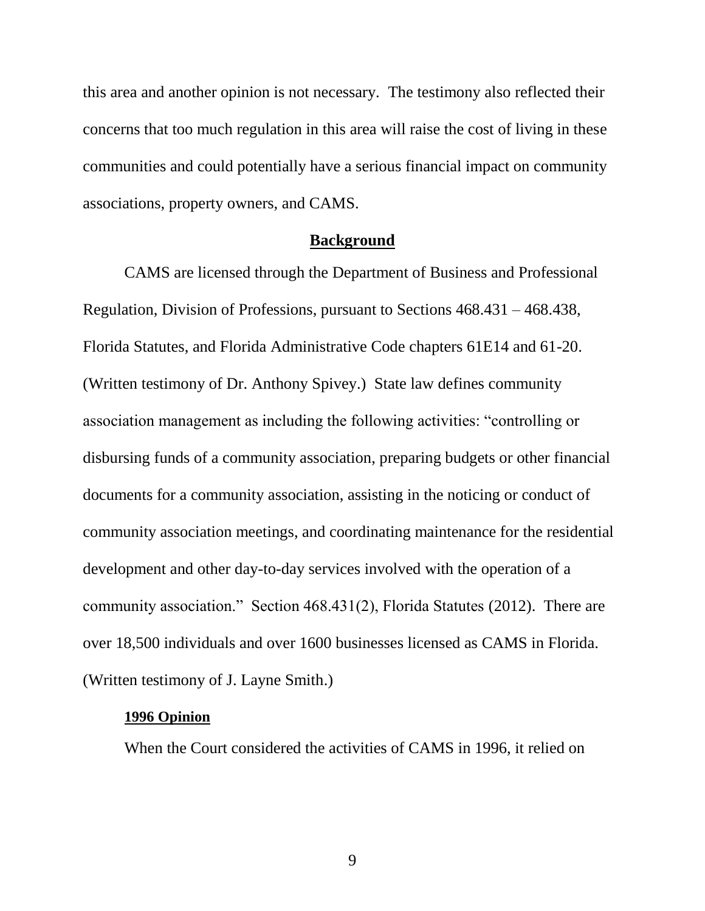this area and another opinion is not necessary. The testimony also reflected their concerns that too much regulation in this area will raise the cost of living in these communities and could potentially have a serious financial impact on community associations, property owners, and CAMS.

## Background

CAMS are licensed through the Department of Business and Professional Regulation, Division of Professions, pursuant to Sections 468.431 – 468.438, Florida Statutes, and Florida Administrative Code chapters 61E14 and 61-20. (Written testimony of Dr. Anthony Spivey.) State law defines community association management as including the following activities: "controlling or disbursing funds of a community association, preparing budgets or other financial documents for a community association, assisting in the noticing or conduct of community association meetings, and coordinating maintenance for the residential development and other day-to-day services involved with the operation of a community association." Section 468.431(2), Florida Statutes (2012). There are over 18,500 individuals and over 1600 businesses licensed as CAMS in Florida. (Written testimony of J. Layne Smith.)

### 1996 Opinion

When the Court considered the activities of CAMS in 1996, it relied on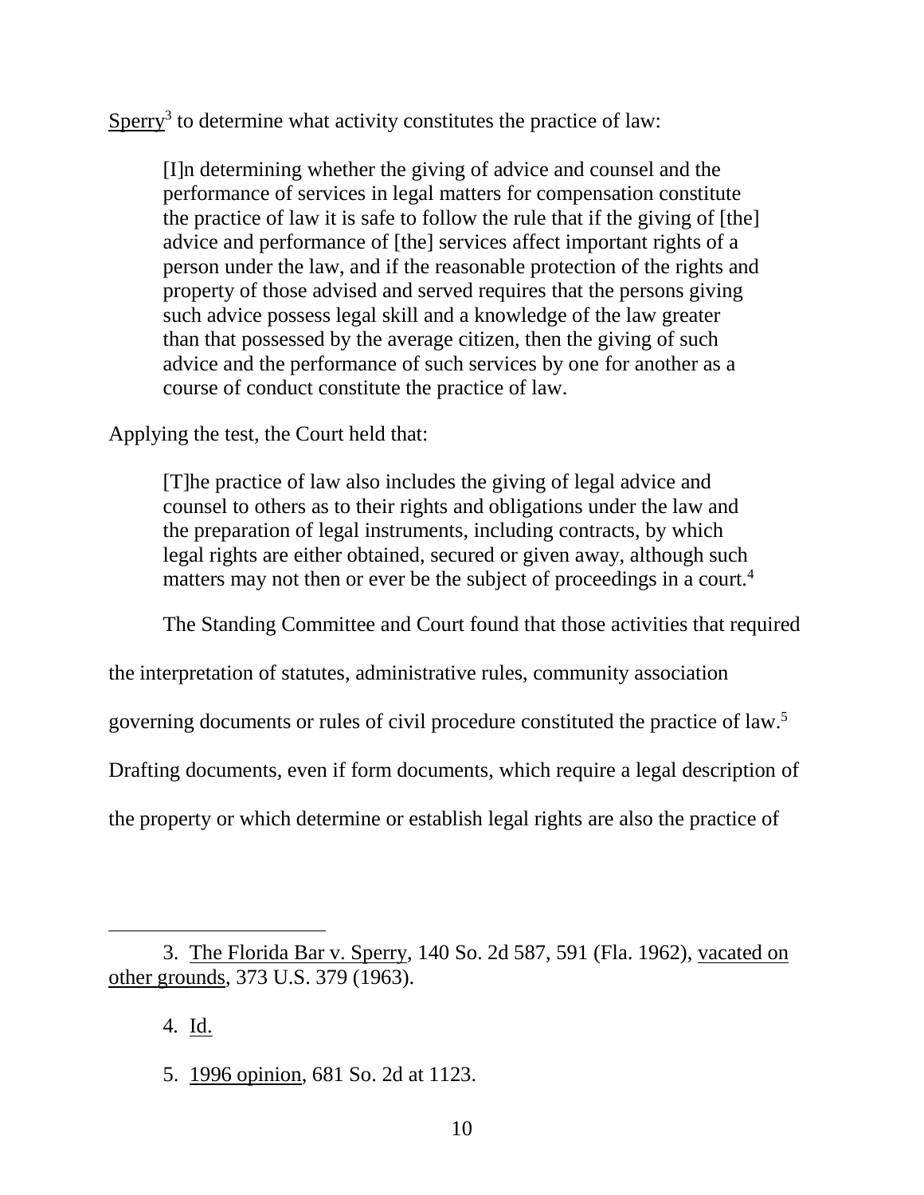Sperry[3] to determine what activity constitutes the practice of law:

> [I]n determining whether the giving of advice and counsel and the performance of services in legal matters for compensation constitute the practice of law it is safe to follow the rule that if the giving of [the] advice and performance of [the] services affect important rights of a person under the law, and if the reasonable protection of the rights and property of those advised and served requires that the persons giving such advice possess legal skill and a knowledge of the law greater than that possessed by the average citizen, then the giving of such advice and the performance of such services by one for another as a course of conduct constitute the practice of law.

Applying the test, the Court held that:

> [T]he practice of law also includes the giving of legal advice and counsel to others as to their rights and obligations under the law and the preparation of legal instruments, including contracts, by which legal rights are either obtained, secured or given away, although such matters may not then or ever be the subject of proceedings in a court.[4]

The Standing Committee and Court found that those activities that required the interpretation of statutes, administrative rules, community association governing documents or rules of civil procedure constituted the practice of law.[5] Drafting documents, even if form documents, which require a legal description of the property or which determine or establish legal rights are also the practice of

---

3. The Florida Bar v. Sperry, 140 So. 2d 587, 591 (Fla. 1962), vacated on other grounds, 373 U.S. 379 (1963).

4. Id.

5. 1996 opinion, 681 So. 2d at 1123.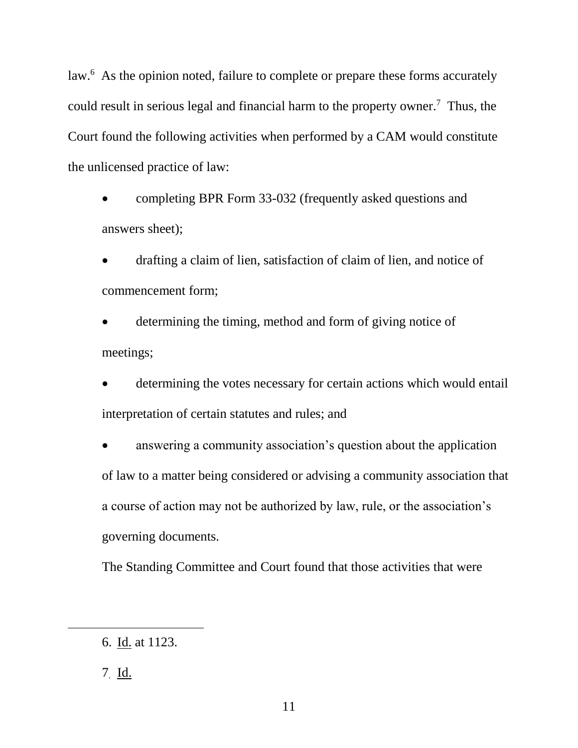law.[6] As the opinion noted, failure to complete or prepare these forms accurately could result in serious legal and financial harm to the property owner.[7] Thus, the Court found the following activities when performed by a CAM would constitute the unlicensed practice of law:

- completing BPR Form 33-032 (frequently asked questions and answers sheet);
- drafting a claim of lien, satisfaction of claim of lien, and notice of commencement form;
- determining the timing, method and form of giving notice of meetings;
- determining the votes necessary for certain actions which would entail interpretation of certain statutes and rules; and
- answering a community association's question about the application of law to a matter being considered or advising a community association that a course of action may not be authorized by law, rule, or the association's governing documents.

The Standing Committee and Court found that those activities that were

---

6. Id. at 1123.

7. Id.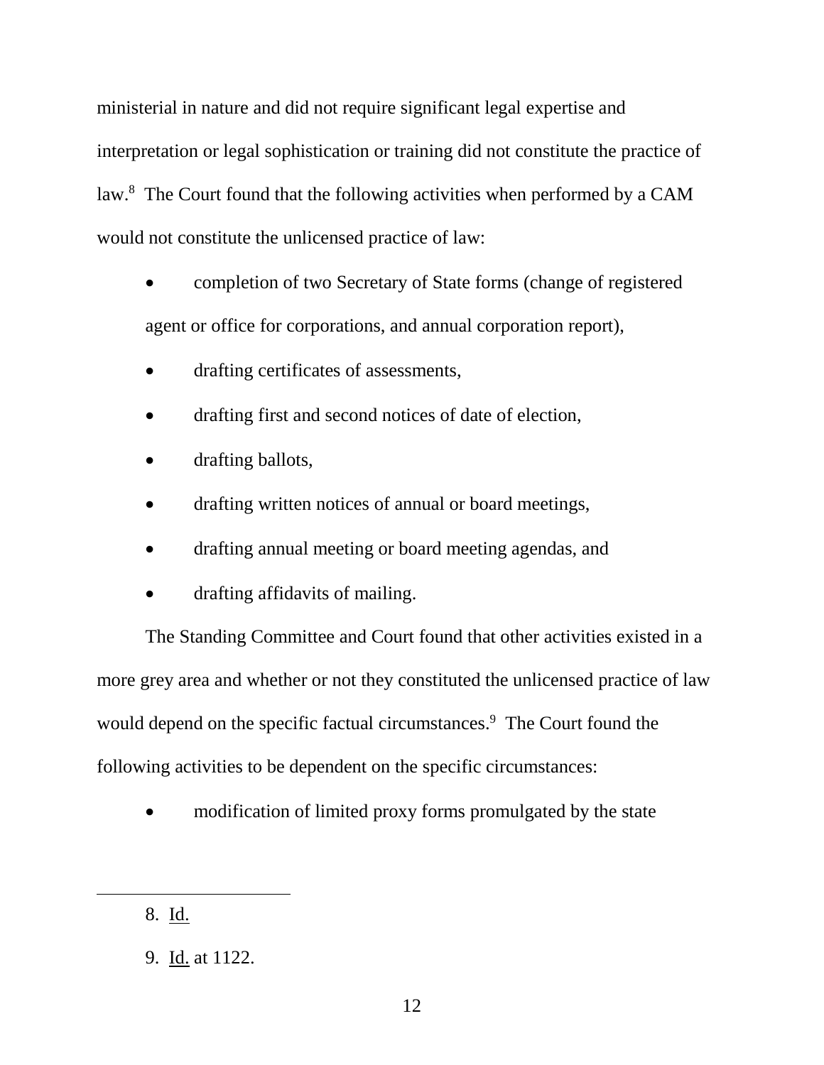ministerial in nature and did not require significant legal expertise and interpretation or legal sophistication or training did not constitute the practice of law.[8] The Court found that the following activities when performed by a CAM would not constitute the unlicensed practice of law:

- completion of two Secretary of State forms (change of registered agent or office for corporations, and annual corporation report),
- drafting certificates of assessments,
- drafting first and second notices of date of election,
- drafting ballots,
- drafting written notices of annual or board meetings,
- drafting annual meeting or board meeting agendas, and
- drafting affidavits of mailing.

The Standing Committee and Court found that other activities existed in a more grey area and whether or not they constituted the unlicensed practice of law would depend on the specific factual circumstances.[9] The Court found the following activities to be dependent on the specific circumstances:

- modification of limited proxy forms promulgated by the state

---

8. Id.

9. Id. at 1122.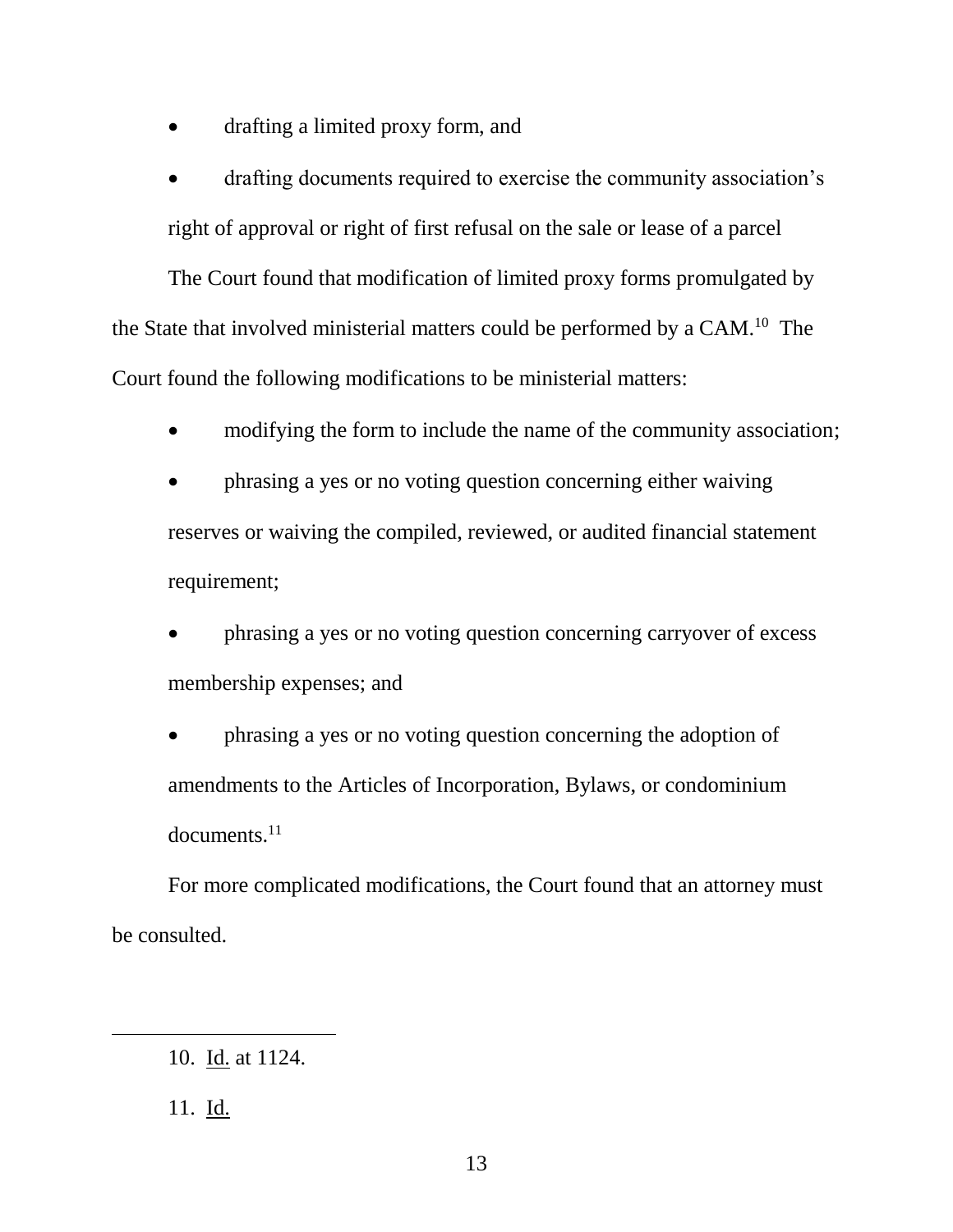- drafting a limited proxy form, and
- drafting documents required to exercise the community association's right of approval or right of first refusal on the sale or lease of a parcel

The Court found that modification of limited proxy forms promulgated by the State that involved ministerial matters could be performed by a CAM.[10] The Court found the following modifications to be ministerial matters:

- modifying the form to include the name of the community association;
- phrasing a yes or no voting question concerning either waiving reserves or waiving the compiled, reviewed, or audited financial statement requirement;
- phrasing a yes or no voting question concerning carryover of excess membership expenses; and
- phrasing a yes or no voting question concerning the adoption of amendments to the Articles of Incorporation, Bylaws, or condominium documents.[11]

For more complicated modifications, the Court found that an attorney must be consulted.

---

10. Id. at 1124.

11. Id.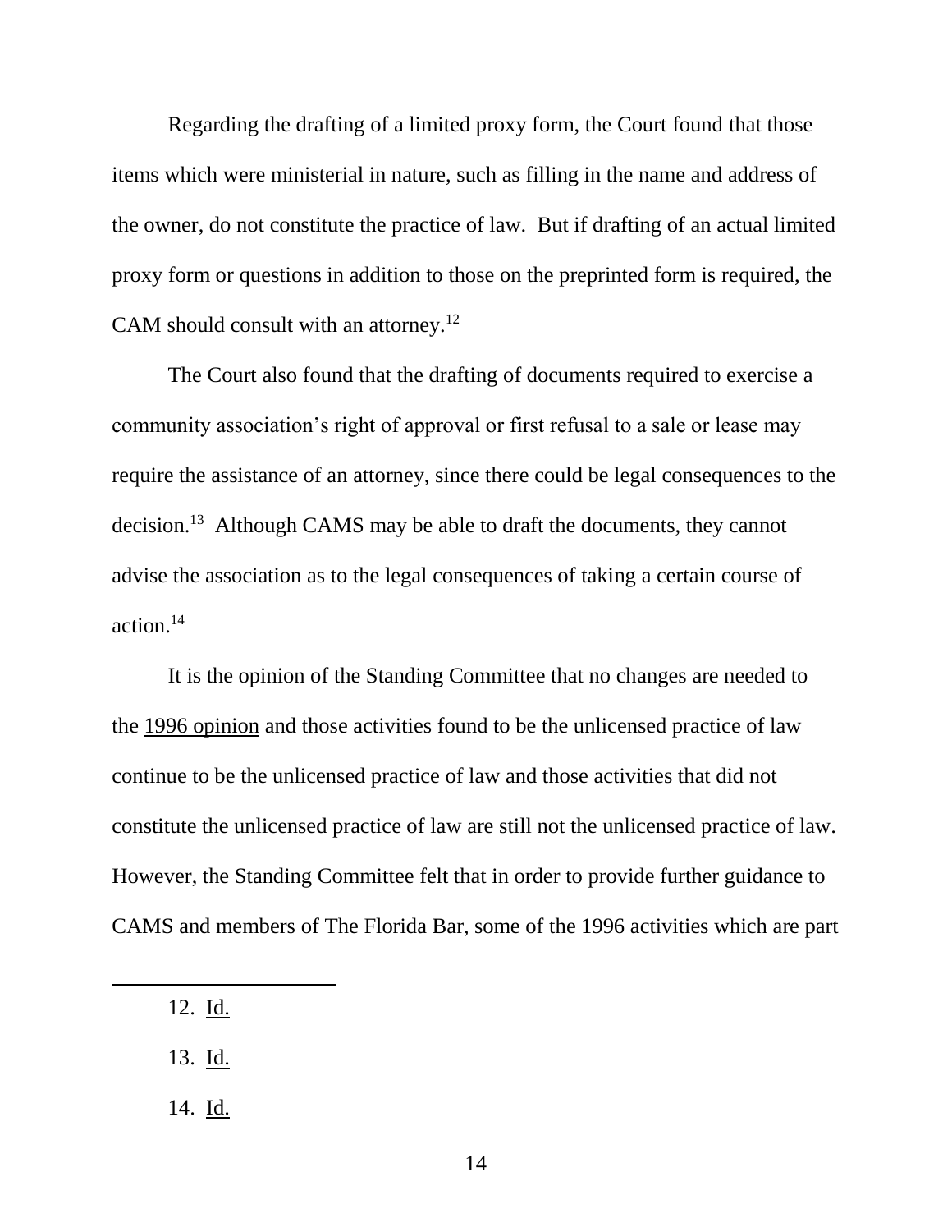Regarding the drafting of a limited proxy form, the Court found that those items which were ministerial in nature, such as filling in the name and address of the owner, do not constitute the practice of law. But if drafting of an actual limited proxy form or questions in addition to those on the preprinted form is required, the CAM should consult with an attorney.[12]

The Court also found that the drafting of documents required to exercise a community association's right of approval or first refusal to a sale or lease may require the assistance of an attorney, since there could be legal consequences to the decision.[13] Although CAMS may be able to draft the documents, they cannot advise the association as to the legal consequences of taking a certain course of action.[14]

It is the opinion of the Standing Committee that no changes are needed to the 1996 opinion and those activities found to be the unlicensed practice of law continue to be the unlicensed practice of law and those activities that did not constitute the unlicensed practice of law are still not the unlicensed practice of law. However, the Standing Committee felt that in order to provide further guidance to CAMS and members of The Florida Bar, some of the 1996 activities which are part

---

12. Id.

13. Id.

14. Id.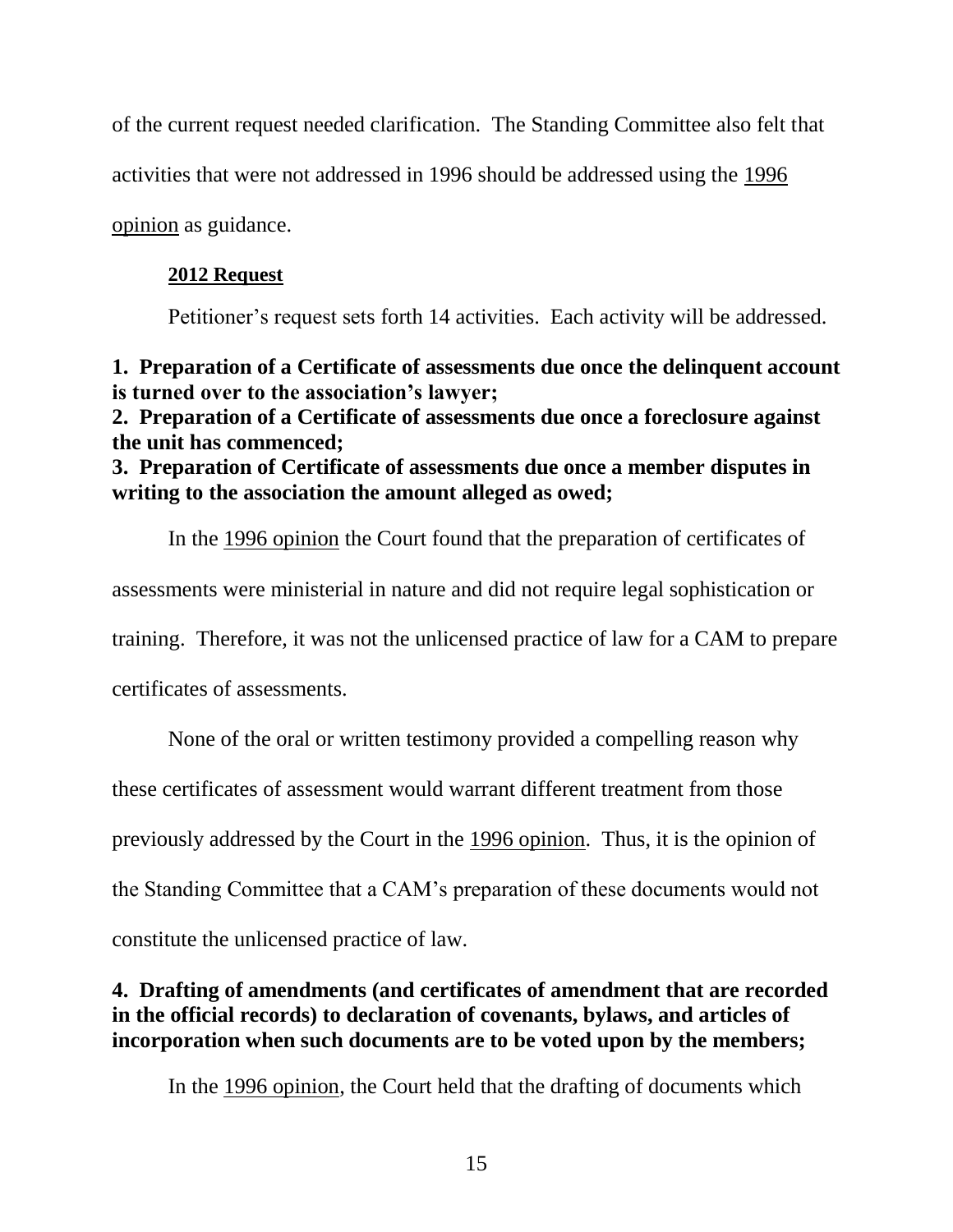of the current request needed clarification. The Standing Committee also felt that activities that were not addressed in 1996 should be addressed using the <u>1996 opinion</u> as guidance.

**<u>2012 Request</u>**

Petitioner's request sets forth 14 activities. Each activity will be addressed.

**1. Preparation of a Certificate of assessments due once the delinquent account is turned over to the association's lawyer;**
**2. Preparation of a Certificate of assessments due once a foreclosure against the unit has commenced;**
**3. Preparation of Certificate of assessments due once a member disputes in writing to the association the amount alleged as owed;**

In the <u>1996 opinion</u> the Court found that the preparation of certificates of assessments were ministerial in nature and did not require legal sophistication or training. Therefore, it was not the unlicensed practice of law for a CAM to prepare certificates of assessments.

None of the oral or written testimony provided a compelling reason why these certificates of assessment would warrant different treatment from those previously addressed by the Court in the <u>1996 opinion</u>. Thus, it is the opinion of the Standing Committee that a CAM's preparation of these documents would not constitute the unlicensed practice of law.

**4. Drafting of amendments (and certificates of amendment that are recorded in the official records) to declaration of covenants, bylaws, and articles of incorporation when such documents are to be voted upon by the members;**

In the <u>1996 opinion</u>, the Court held that the drafting of documents which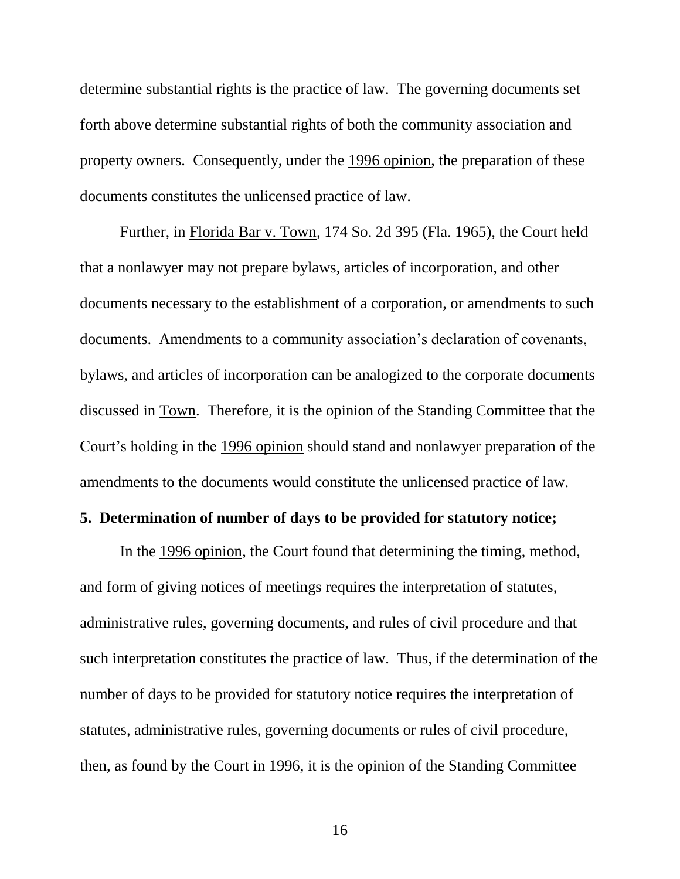determine substantial rights is the practice of law. The governing documents set forth above determine substantial rights of both the community association and property owners. Consequently, under the 1996 opinion, the preparation of these documents constitutes the unlicensed practice of law.

Further, in Florida Bar v. Town, 174 So. 2d 395 (Fla. 1965), the Court held that a nonlawyer may not prepare bylaws, articles of incorporation, and other documents necessary to the establishment of a corporation, or amendments to such documents. Amendments to a community association's declaration of covenants, bylaws, and articles of incorporation can be analogized to the corporate documents discussed in Town. Therefore, it is the opinion of the Standing Committee that the Court's holding in the 1996 opinion should stand and nonlawyer preparation of the amendments to the documents would constitute the unlicensed practice of law.

**5. Determination of number of days to be provided for statutory notice;**

In the 1996 opinion, the Court found that determining the timing, method, and form of giving notices of meetings requires the interpretation of statutes, administrative rules, governing documents, and rules of civil procedure and that such interpretation constitutes the practice of law. Thus, if the determination of the number of days to be provided for statutory notice requires the interpretation of statutes, administrative rules, governing documents or rules of civil procedure, then, as found by the Court in 1996, it is the opinion of the Standing Committee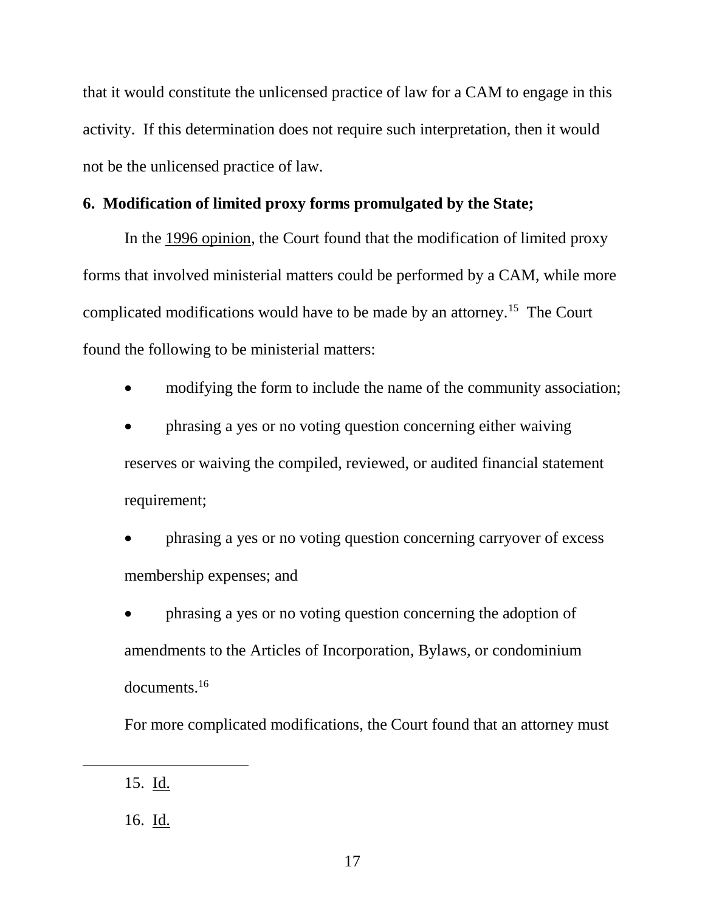that it would constitute the unlicensed practice of law for a CAM to engage in this activity. If this determination does not require such interpretation, then it would not be the unlicensed practice of law.

**6. Modification of limited proxy forms promulgated by the State;**

In the 1996 opinion, the Court found that the modification of limited proxy forms that involved ministerial matters could be performed by a CAM, while more complicated modifications would have to be made by an attorney.[15] The Court found the following to be ministerial matters:

- modifying the form to include the name of the community association;
- phrasing a yes or no voting question concerning either waiving reserves or waiving the compiled, reviewed, or audited financial statement requirement;
- phrasing a yes or no voting question concerning carryover of excess membership expenses; and
- phrasing a yes or no voting question concerning the adoption of amendments to the Articles of Incorporation, Bylaws, or condominium documents.[16]

For more complicated modifications, the Court found that an attorney must

---

15. Id.

16. Id.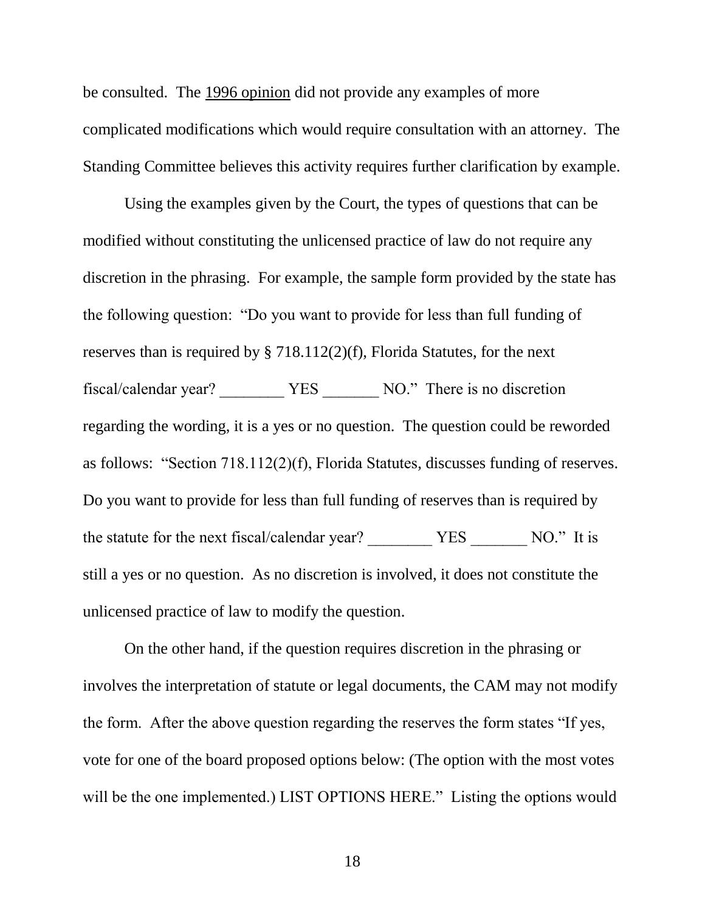be consulted. The 1996 opinion did not provide any examples of more complicated modifications which would require consultation with an attorney. The Standing Committee believes this activity requires further clarification by example.

Using the examples given by the Court, the types of questions that can be modified without constituting the unlicensed practice of law do not require any discretion in the phrasing. For example, the sample form provided by the state has the following question: "Do you want to provide for less than full funding of reserves than is required by § 718.112(2)(f), Florida Statutes, for the next fiscal/calendar year? ________ YES _______ NO." There is no discretion regarding the wording, it is a yes or no question. The question could be reworded as follows: "Section 718.112(2)(f), Florida Statutes, discusses funding of reserves. Do you want to provide for less than full funding of reserves than is required by the statute for the next fiscal/calendar year? ________ YES _______ NO." It is still a yes or no question. As no discretion is involved, it does not constitute the unlicensed practice of law to modify the question.

On the other hand, if the question requires discretion in the phrasing or involves the interpretation of statute or legal documents, the CAM may not modify the form. After the above question regarding the reserves the form states "If yes, vote for one of the board proposed options below: (The option with the most votes will be the one implemented.) LIST OPTIONS HERE." Listing the options would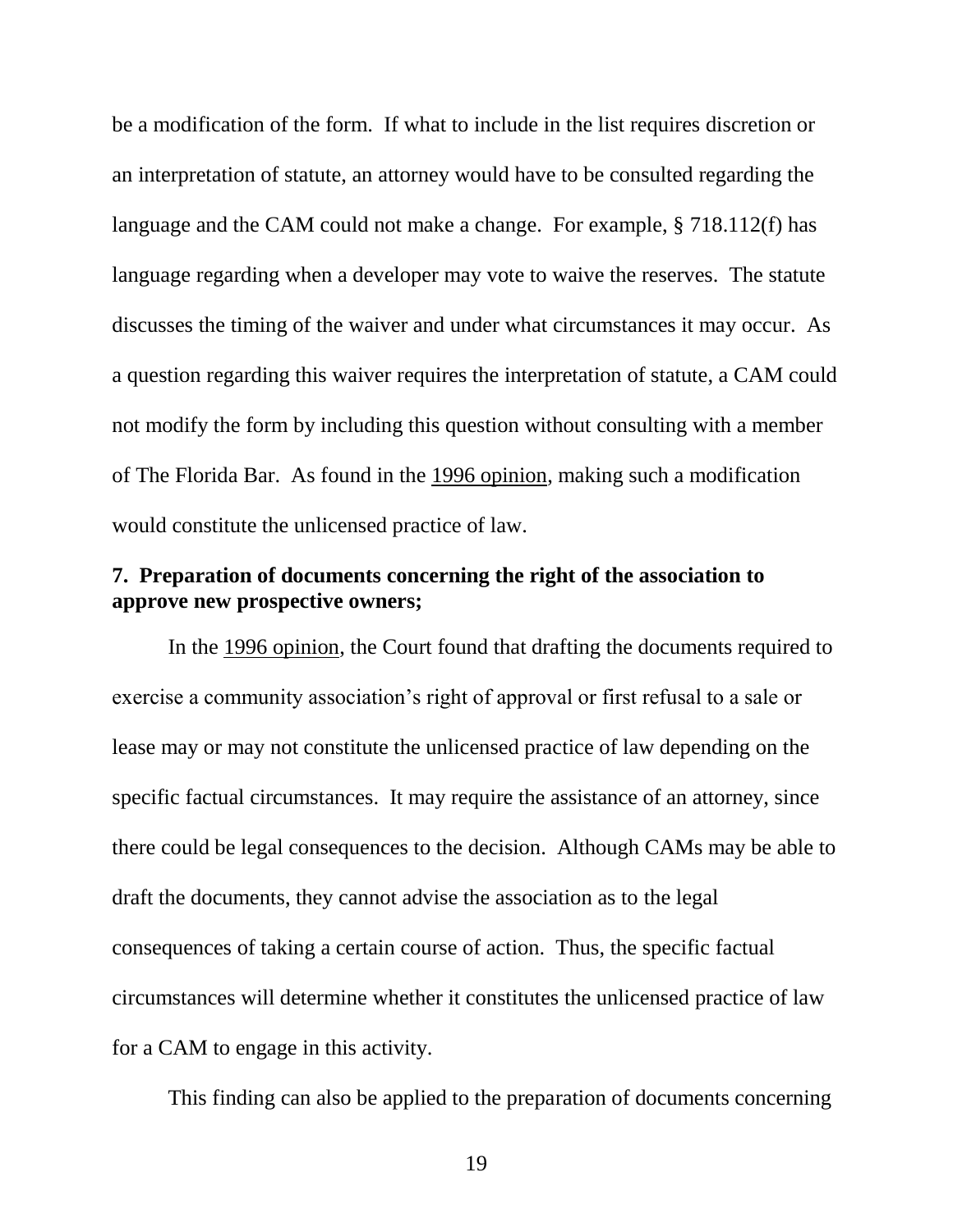be a modification of the form. If what to include in the list requires discretion or an interpretation of statute, an attorney would have to be consulted regarding the language and the CAM could not make a change. For example, § 718.112(f) has language regarding when a developer may vote to waive the reserves. The statute discusses the timing of the waiver and under what circumstances it may occur. As a question regarding this waiver requires the interpretation of statute, a CAM could not modify the form by including this question without consulting with a member of The Florida Bar. As found in the 1996 opinion, making such a modification would constitute the unlicensed practice of law.

**7. Preparation of documents concerning the right of the association to approve new prospective owners;**

In the 1996 opinion, the Court found that drafting the documents required to exercise a community association's right of approval or first refusal to a sale or lease may or may not constitute the unlicensed practice of law depending on the specific factual circumstances. It may require the assistance of an attorney, since there could be legal consequences to the decision. Although CAMs may be able to draft the documents, they cannot advise the association as to the legal consequences of taking a certain course of action. Thus, the specific factual circumstances will determine whether it constitutes the unlicensed practice of law for a CAM to engage in this activity.

This finding can also be applied to the preparation of documents concerning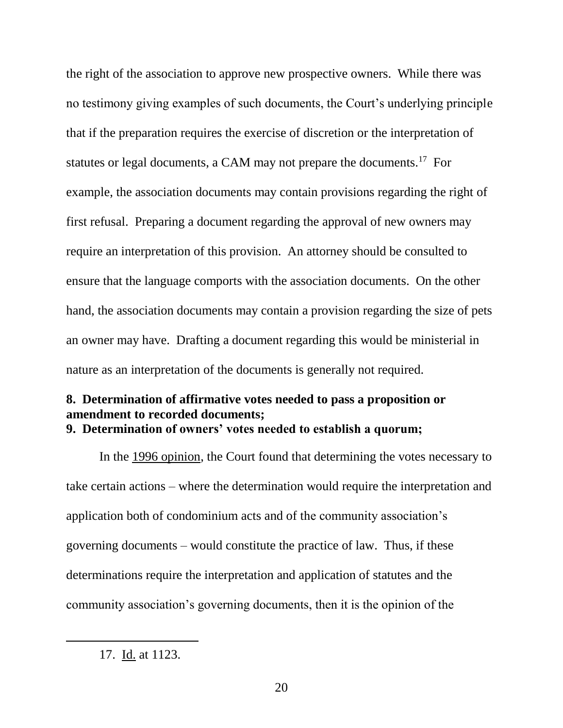the right of the association to approve new prospective owners. While there was no testimony giving examples of such documents, the Court's underlying principle that if the preparation requires the exercise of discretion or the interpretation of statutes or legal documents, a CAM may not prepare the documents.[17] For example, the association documents may contain provisions regarding the right of first refusal. Preparing a document regarding the approval of new owners may require an interpretation of this provision. An attorney should be consulted to ensure that the language comports with the association documents. On the other hand, the association documents may contain a provision regarding the size of pets an owner may have. Drafting a document regarding this would be ministerial in nature as an interpretation of the documents is generally not required.

**8. Determination of affirmative votes needed to pass a proposition or amendment to recorded documents;**
**9. Determination of owners' votes needed to establish a quorum;**

In the 1996 opinion, the Court found that determining the votes necessary to take certain actions – where the determination would require the interpretation and application both of condominium acts and of the community association's governing documents – would constitute the practice of law. Thus, if these determinations require the interpretation and application of statutes and the community association's governing documents, then it is the opinion of the

---

17. Id. at 1123.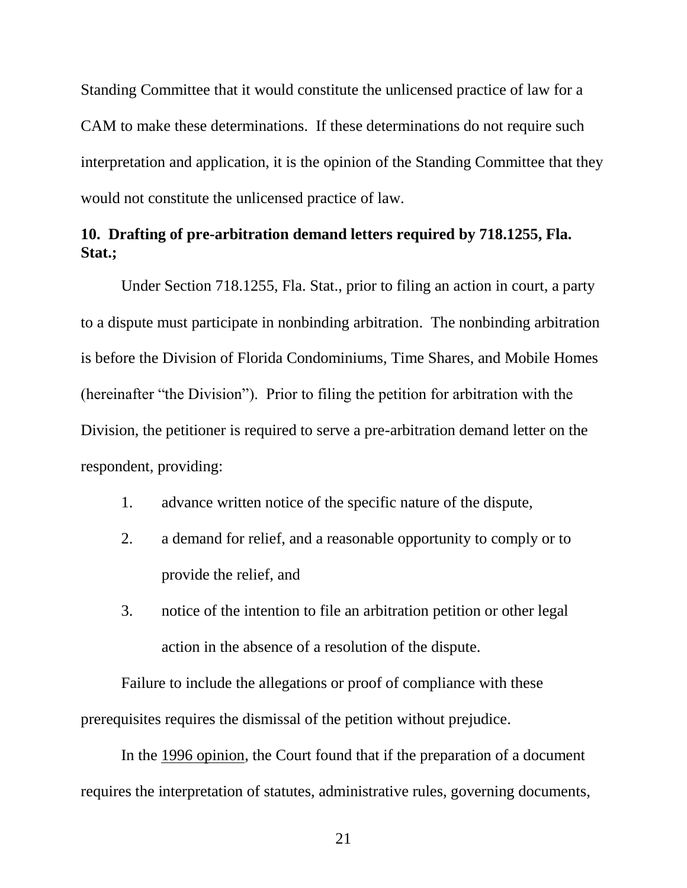Standing Committee that it would constitute the unlicensed practice of law for a CAM to make these determinations. If these determinations do not require such interpretation and application, it is the opinion of the Standing Committee that they would not constitute the unlicensed practice of law.

**10. Drafting of pre-arbitration demand letters required by 718.1255, Fla. Stat.;**

Under Section 718.1255, Fla. Stat., prior to filing an action in court, a party to a dispute must participate in nonbinding arbitration. The nonbinding arbitration is before the Division of Florida Condominiums, Time Shares, and Mobile Homes (hereinafter "the Division"). Prior to filing the petition for arbitration with the Division, the petitioner is required to serve a pre-arbitration demand letter on the respondent, providing:

1. advance written notice of the specific nature of the dispute,
2. a demand for relief, and a reasonable opportunity to comply or to provide the relief, and
3. notice of the intention to file an arbitration petition or other legal action in the absence of a resolution of the dispute.

Failure to include the allegations or proof of compliance with these prerequisites requires the dismissal of the petition without prejudice.

In the 1996 opinion, the Court found that if the preparation of a document requires the interpretation of statutes, administrative rules, governing documents,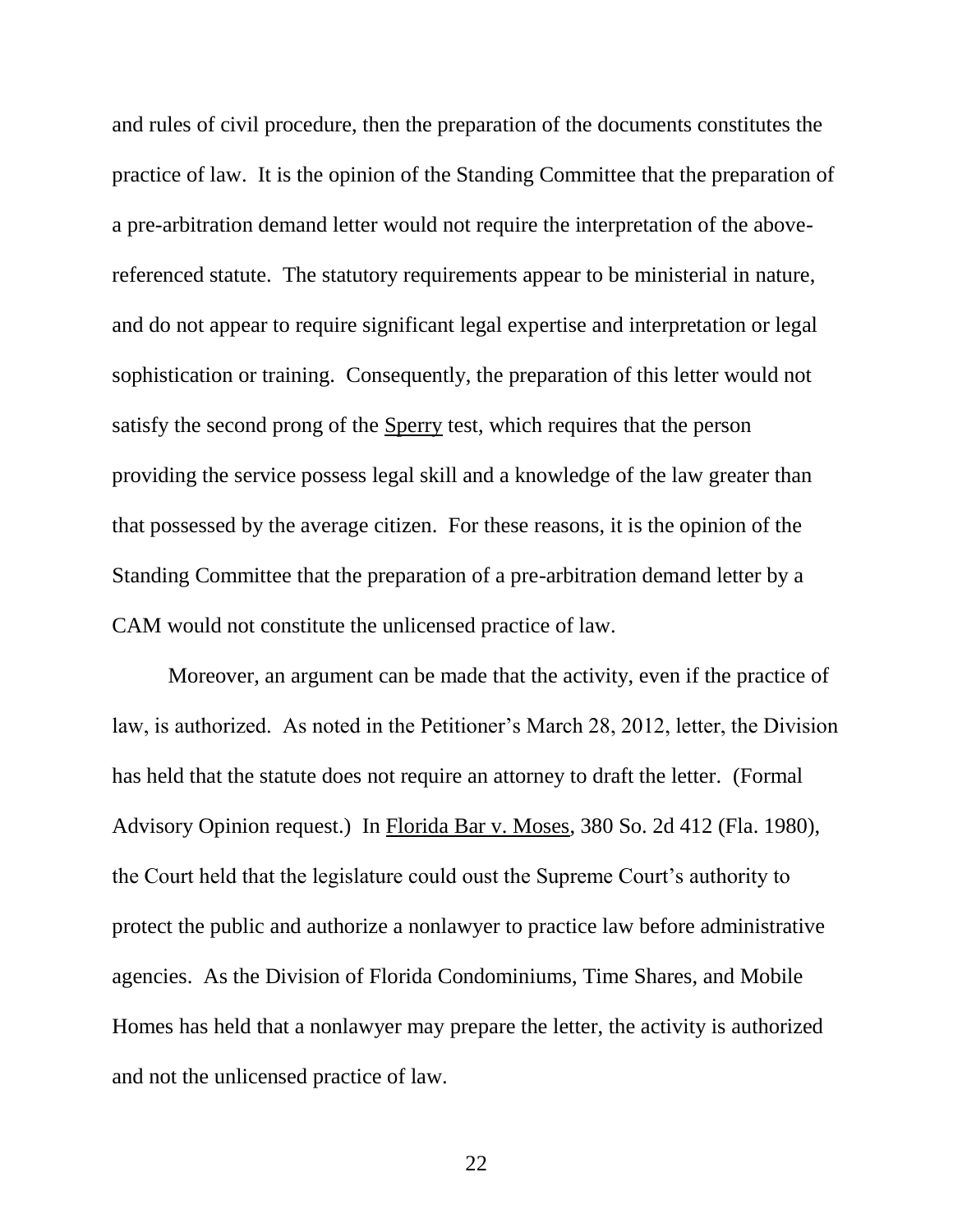and rules of civil procedure, then the preparation of the documents constitutes the practice of law. It is the opinion of the Standing Committee that the preparation of a pre-arbitration demand letter would not require the interpretation of the above-referenced statute. The statutory requirements appear to be ministerial in nature, and do not appear to require significant legal expertise and interpretation or legal sophistication or training. Consequently, the preparation of this letter would not satisfy the second prong of the Sperry test, which requires that the person providing the service possess legal skill and a knowledge of the law greater than that possessed by the average citizen. For these reasons, it is the opinion of the Standing Committee that the preparation of a pre-arbitration demand letter by a CAM would not constitute the unlicensed practice of law.

Moreover, an argument can be made that the activity, even if the practice of law, is authorized. As noted in the Petitioner's March 28, 2012, letter, the Division has held that the statute does not require an attorney to draft the letter. (Formal Advisory Opinion request.) In Florida Bar v. Moses, 380 So. 2d 412 (Fla. 1980), the Court held that the legislature could oust the Supreme Court's authority to protect the public and authorize a nonlawyer to practice law before administrative agencies. As the Division of Florida Condominiums, Time Shares, and Mobile Homes has held that a nonlawyer may prepare the letter, the activity is authorized and not the unlicensed practice of law.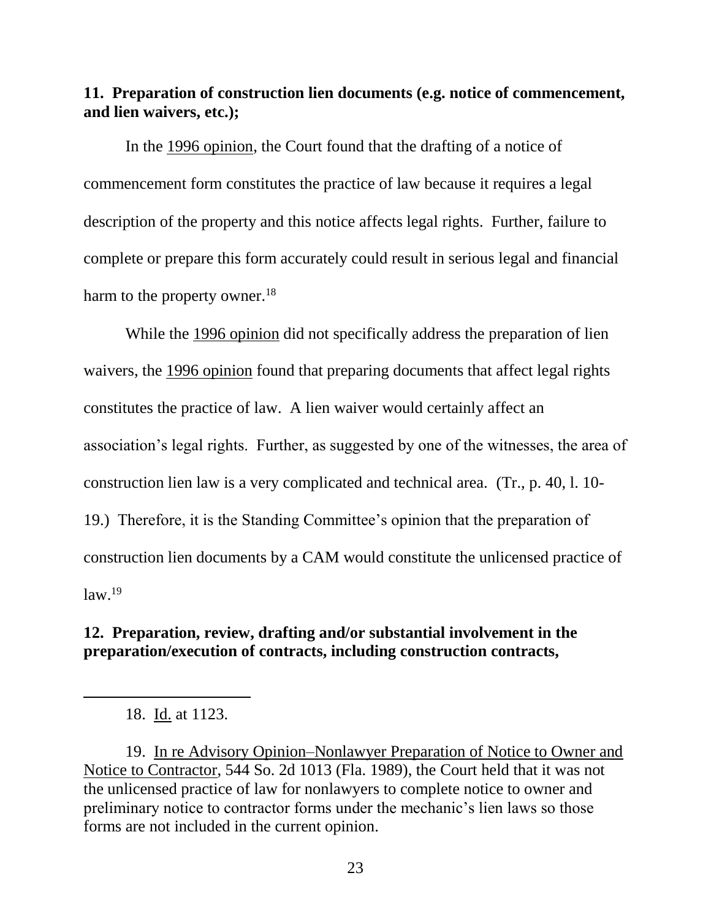**11. Preparation of construction lien documents (e.g. notice of commencement, and lien waivers, etc.);**

In the <u>1996 opinion</u>, the Court found that the drafting of a notice of commencement form constitutes the practice of law because it requires a legal description of the property and this notice affects legal rights. Further, failure to complete or prepare this form accurately could result in serious legal and financial harm to the property owner.[18]

While the <u>1996 opinion</u> did not specifically address the preparation of lien waivers, the <u>1996 opinion</u> found that preparing documents that affect legal rights constitutes the practice of law. A lien waiver would certainly affect an association's legal rights. Further, as suggested by one of the witnesses, the area of construction lien law is a very complicated and technical area. (Tr., p. 40, l. 10-19.) Therefore, it is the Standing Committee's opinion that the preparation of construction lien documents by a CAM would constitute the unlicensed practice of law.[19]

**12. Preparation, review, drafting and/or substantial involvement in the preparation/execution of contracts, including construction contracts,**

---

18. <u>Id.</u> at 1123.

19. <u>In re Advisory Opinion–Nonlawyer Preparation of Notice to Owner and Notice to Contractor</u>, 544 So. 2d 1013 (Fla. 1989), the Court held that it was not the unlicensed practice of law for nonlawyers to complete notice to owner and preliminary notice to contractor forms under the mechanic's lien laws so those forms are not included in the current opinion.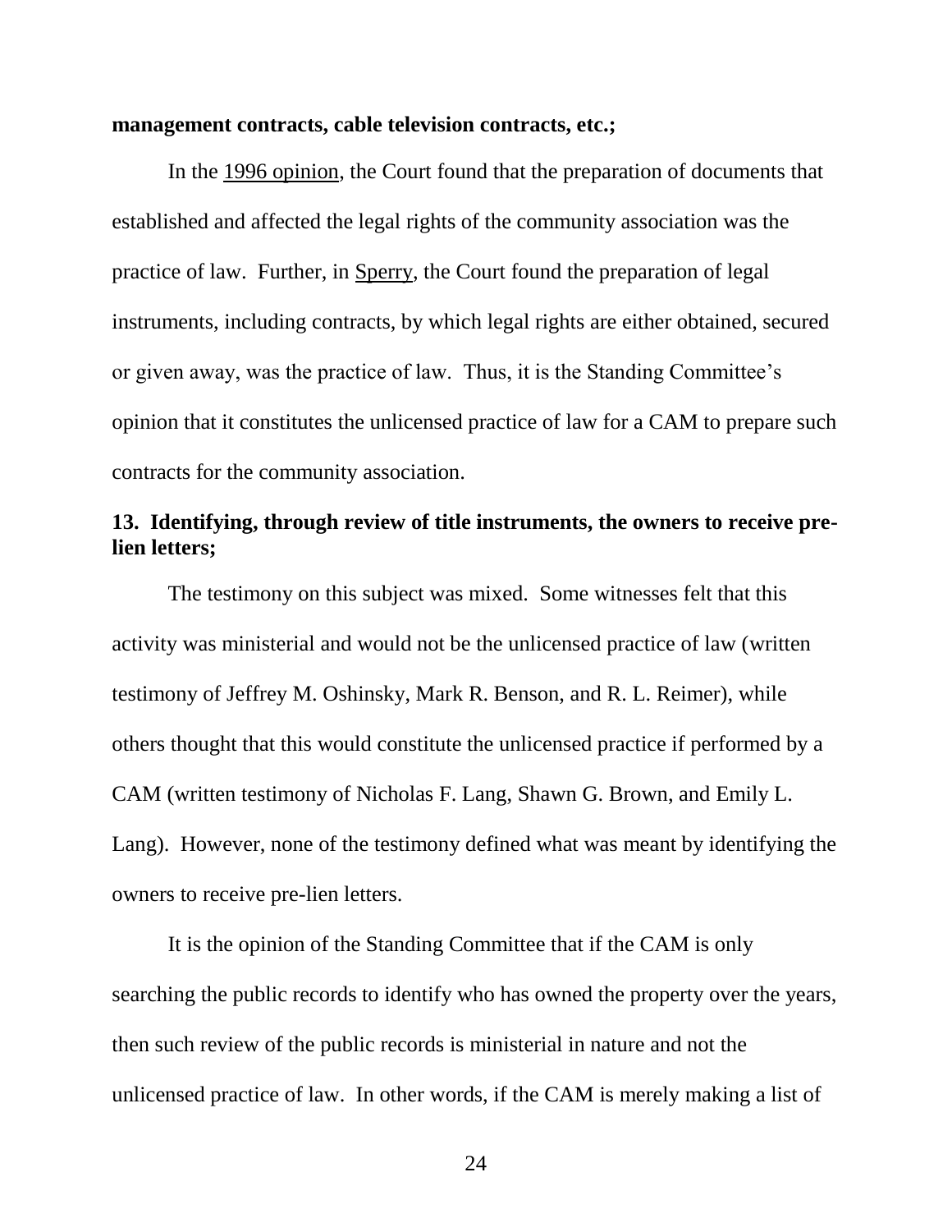**management contracts, cable television contracts, etc.;**

In the 1996 opinion, the Court found that the preparation of documents that established and affected the legal rights of the community association was the practice of law. Further, in Sperry, the Court found the preparation of legal instruments, including contracts, by which legal rights are either obtained, secured or given away, was the practice of law. Thus, it is the Standing Committee's opinion that it constitutes the unlicensed practice of law for a CAM to prepare such contracts for the community association.

**13. Identifying, through review of title instruments, the owners to receive pre-lien letters;**

The testimony on this subject was mixed. Some witnesses felt that this activity was ministerial and would not be the unlicensed practice of law (written testimony of Jeffrey M. Oshinsky, Mark R. Benson, and R. L. Reimer), while others thought that this would constitute the unlicensed practice if performed by a CAM (written testimony of Nicholas F. Lang, Shawn G. Brown, and Emily L. Lang). However, none of the testimony defined what was meant by identifying the owners to receive pre-lien letters.

It is the opinion of the Standing Committee that if the CAM is only searching the public records to identify who has owned the property over the years, then such review of the public records is ministerial in nature and not the unlicensed practice of law. In other words, if the CAM is merely making a list of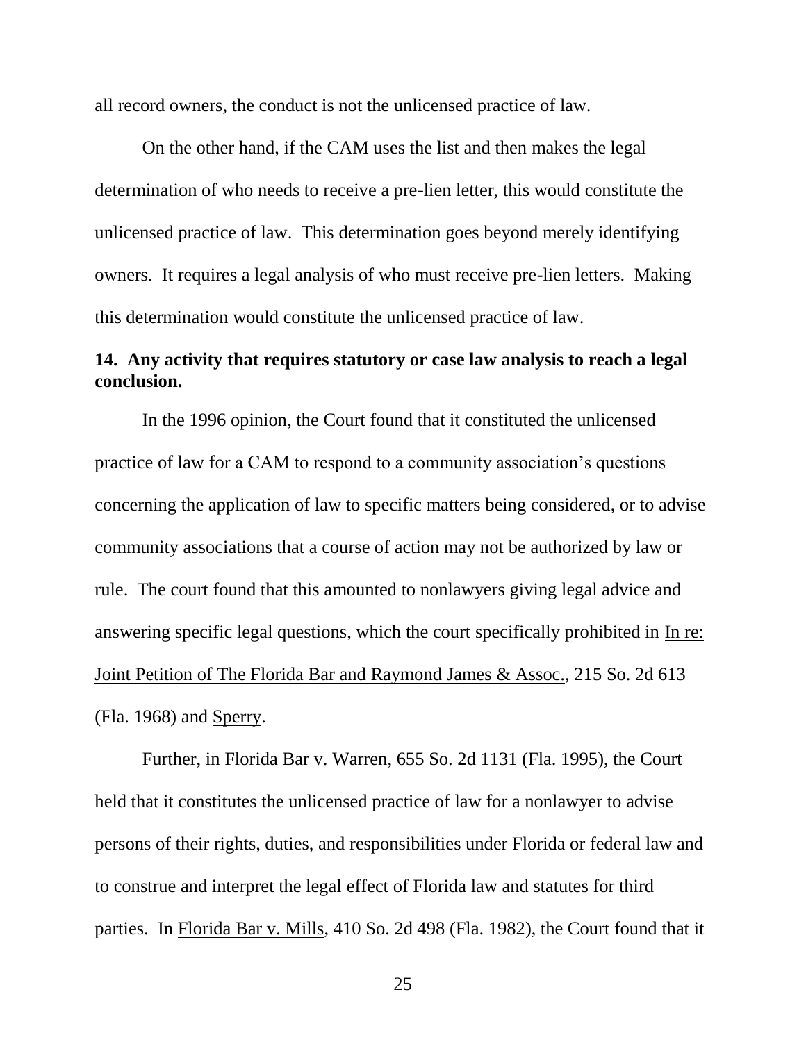all record owners, the conduct is not the unlicensed practice of law.

On the other hand, if the CAM uses the list and then makes the legal determination of who needs to receive a pre-lien letter, this would constitute the unlicensed practice of law. This determination goes beyond merely identifying owners. It requires a legal analysis of who must receive pre-lien letters. Making this determination would constitute the unlicensed practice of law.

**14. Any activity that requires statutory or case law analysis to reach a legal conclusion.**

In the 1996 opinion, the Court found that it constituted the unlicensed practice of law for a CAM to respond to a community association's questions concerning the application of law to specific matters being considered, or to advise community associations that a course of action may not be authorized by law or rule. The court found that this amounted to nonlawyers giving legal advice and answering specific legal questions, which the court specifically prohibited in In re: Joint Petition of The Florida Bar and Raymond James & Assoc., 215 So. 2d 613 (Fla. 1968) and Sperry.

Further, in Florida Bar v. Warren, 655 So. 2d 1131 (Fla. 1995), the Court held that it constitutes the unlicensed practice of law for a nonlawyer to advise persons of their rights, duties, and responsibilities under Florida or federal law and to construe and interpret the legal effect of Florida law and statutes for third parties. In Florida Bar v. Mills, 410 So. 2d 498 (Fla. 1982), the Court found that it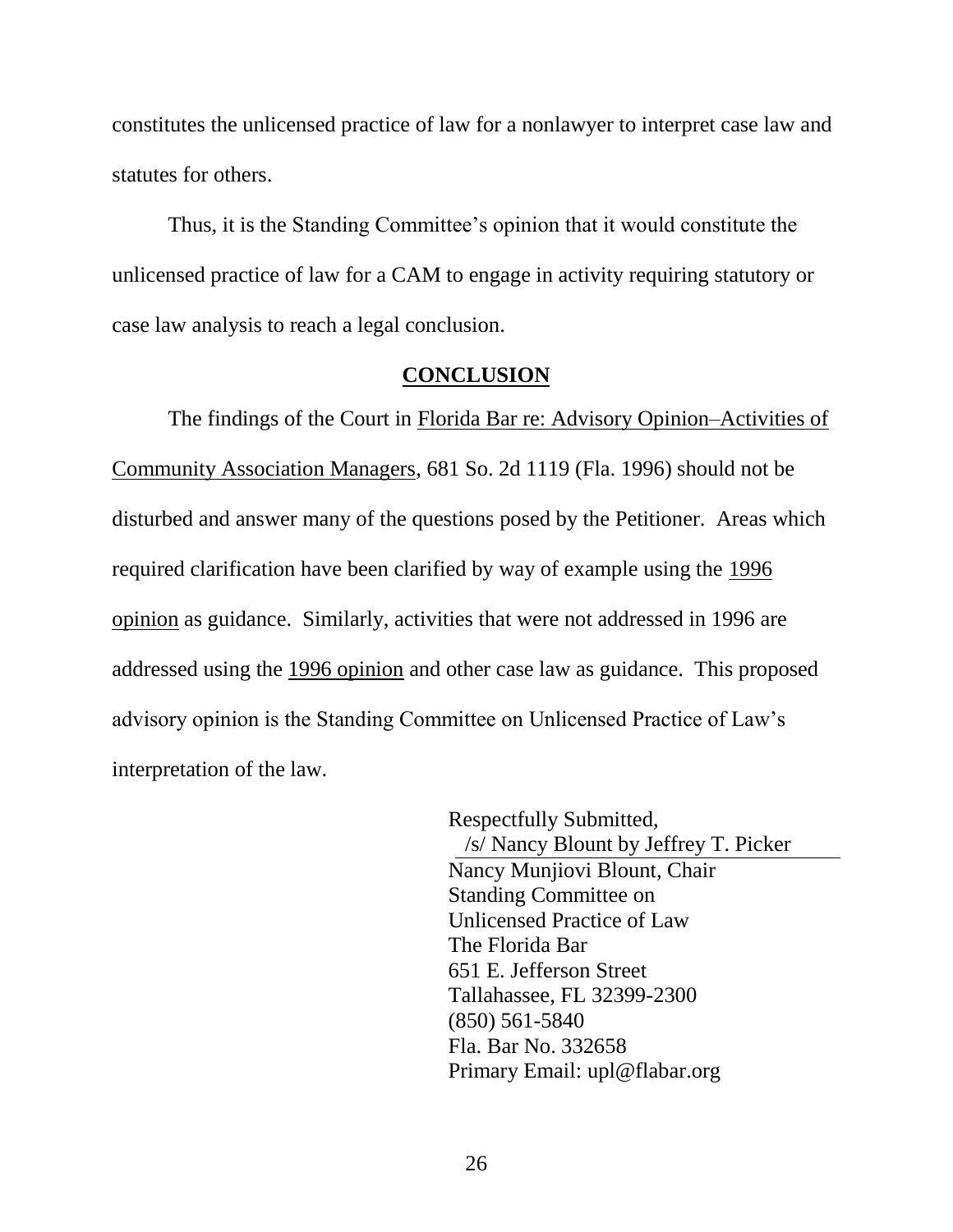constitutes the unlicensed practice of law for a nonlawyer to interpret case law and statutes for others.

Thus, it is the Standing Committee's opinion that it would constitute the unlicensed practice of law for a CAM to engage in activity requiring statutory or case law analysis to reach a legal conclusion.

## CONCLUSION

The findings of the Court in Florida Bar re: Advisory Opinion–Activities of Community Association Managers, 681 So. 2d 1119 (Fla. 1996) should not be disturbed and answer many of the questions posed by the Petitioner. Areas which required clarification have been clarified by way of example using the 1996 opinion as guidance. Similarly, activities that were not addressed in 1996 are addressed using the 1996 opinion and other case law as guidance. This proposed advisory opinion is the Standing Committee on Unlicensed Practice of Law's interpretation of the law.

Respectfully Submitted,
/s/ Nancy Blount by Jeffrey T. Picker
Nancy Munjiovi Blount, Chair
Standing Committee on
Unlicensed Practice of Law
The Florida Bar
651 E. Jefferson Street
Tallahassee, FL 32399-2300
(850) 561-5840
Fla. Bar No. 332658
Primary Email: upl@flabar.org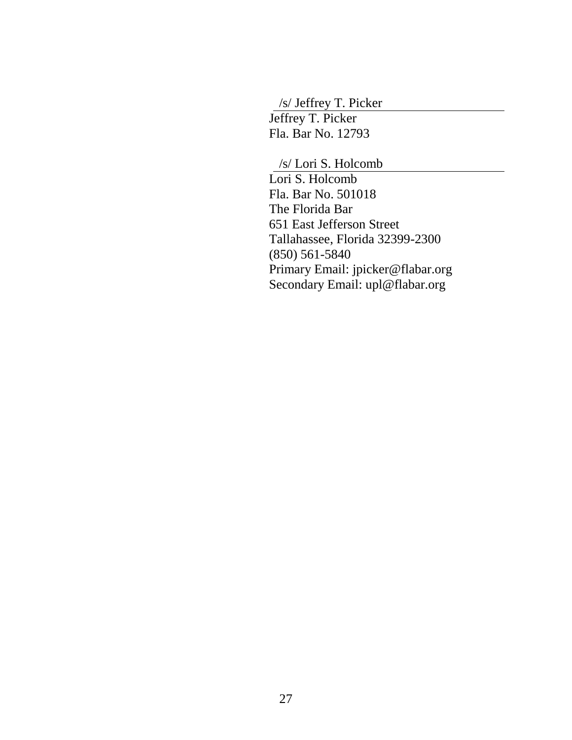/s/ Jeffrey T. Picker

Jeffrey T. Picker
Fla. Bar No. 12793

/s/ Lori S. Holcomb

Lori S. Holcomb
Fla. Bar No. 501018
The Florida Bar
651 East Jefferson Street
Tallahassee, Florida 32399-2300
(850) 561-5840
Primary Email: jpicker@flabar.org
Secondary Email: upl@flabar.org